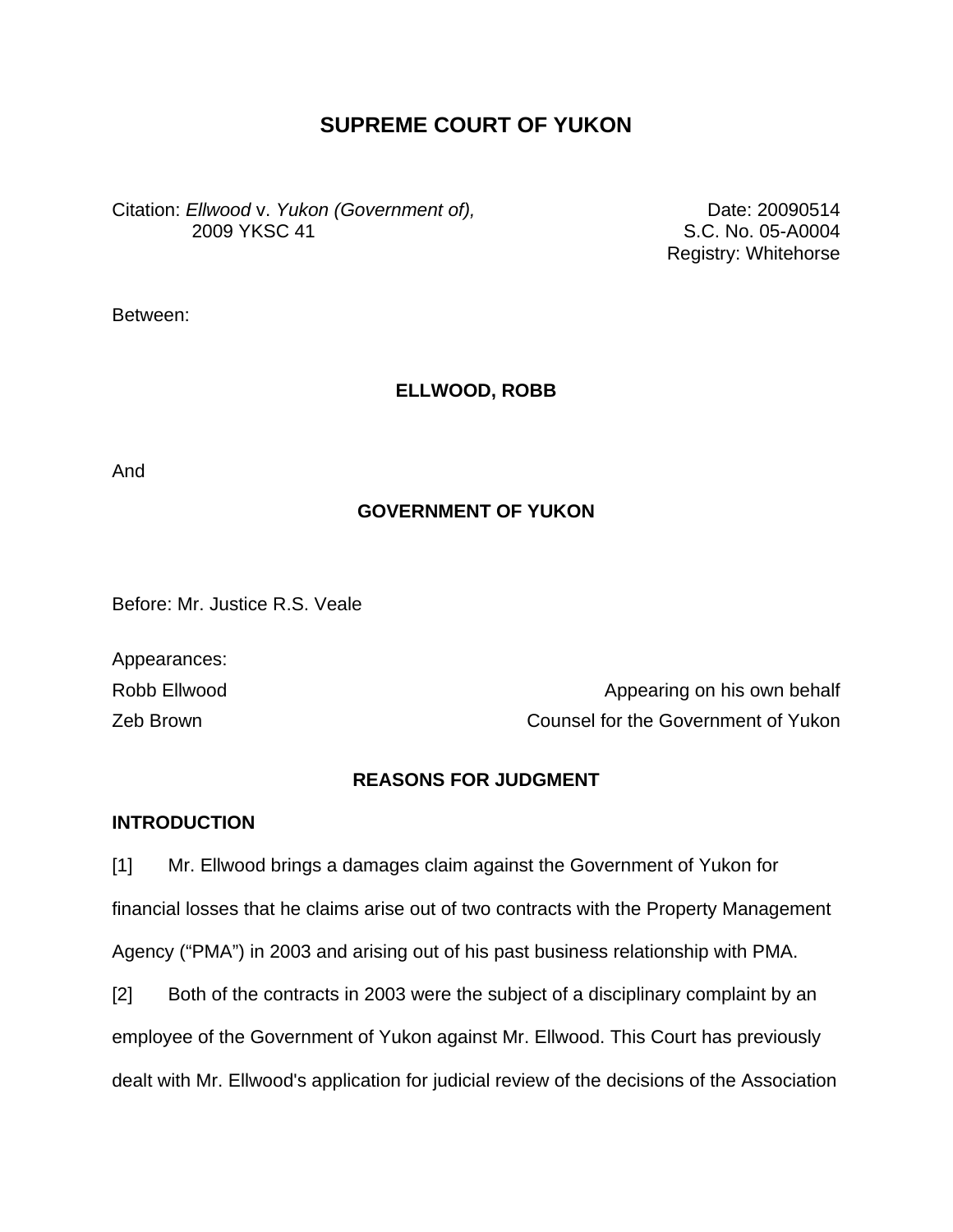# SUPREME COURT OF YUKON

Citation: *Ellwood* v. *Yukon (Government of),* 2009 YKSC 41

Date: 20090514
S.C. No. 05-A0004
Registry: Whitehorse

Between:

**ELLWOOD, ROBB**

And

**GOVERNMENT OF YUKON**

Before: Mr. Justice R.S. Veale

Appearances:

| | |
|---|---|
| Robb Ellwood | Appearing on his own behalf |
| Zeb Brown | Counsel for the Government of Yukon |

## REASONS FOR JUDGMENT

### INTRODUCTION

[1] Mr. Ellwood brings a damages claim against the Government of Yukon for financial losses that he claims arise out of two contracts with the Property Management Agency ("PMA") in 2003 and arising out of his past business relationship with PMA.

[2] Both of the contracts in 2003 were the subject of a disciplinary complaint by an employee of the Government of Yukon against Mr. Ellwood. This Court has previously dealt with Mr. Ellwood's application for judicial review of the decisions of the Association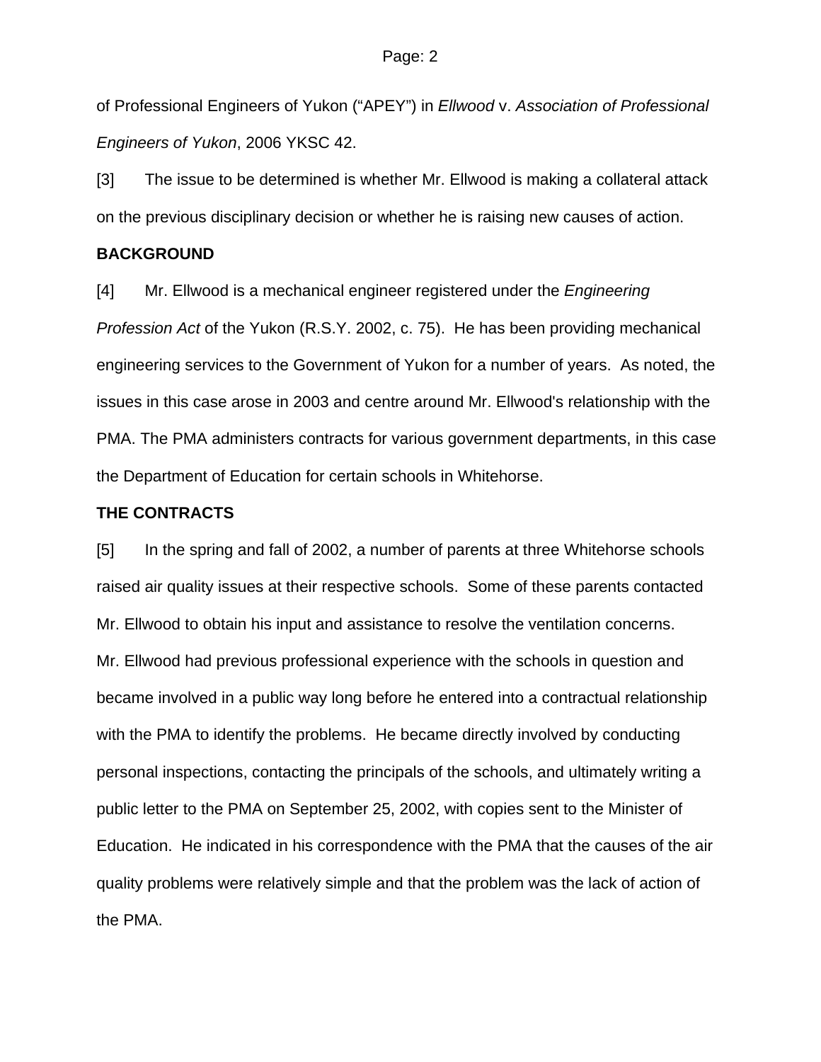of Professional Engineers of Yukon (“APEY”) in *Ellwood* v. *Association of Professional Engineers of Yukon*, 2006 YKSC 42.

[3] The issue to be determined is whether Mr. Ellwood is making a collateral attack on the previous disciplinary decision or whether he is raising new causes of action.

**BACKGROUND**

[4] Mr. Ellwood is a mechanical engineer registered under the *Engineering Profession Act* of the Yukon (R.S.Y. 2002, c. 75). He has been providing mechanical engineering services to the Government of Yukon for a number of years. As noted, the issues in this case arose in 2003 and centre around Mr. Ellwood's relationship with the PMA. The PMA administers contracts for various government departments, in this case the Department of Education for certain schools in Whitehorse.

**THE CONTRACTS**

[5] In the spring and fall of 2002, a number of parents at three Whitehorse schools raised air quality issues at their respective schools. Some of these parents contacted Mr. Ellwood to obtain his input and assistance to resolve the ventilation concerns. Mr. Ellwood had previous professional experience with the schools in question and became involved in a public way long before he entered into a contractual relationship with the PMA to identify the problems. He became directly involved by conducting personal inspections, contacting the principals of the schools, and ultimately writing a public letter to the PMA on September 25, 2002, with copies sent to the Minister of Education. He indicated in his correspondence with the PMA that the causes of the air quality problems were relatively simple and that the problem was the lack of action of the PMA.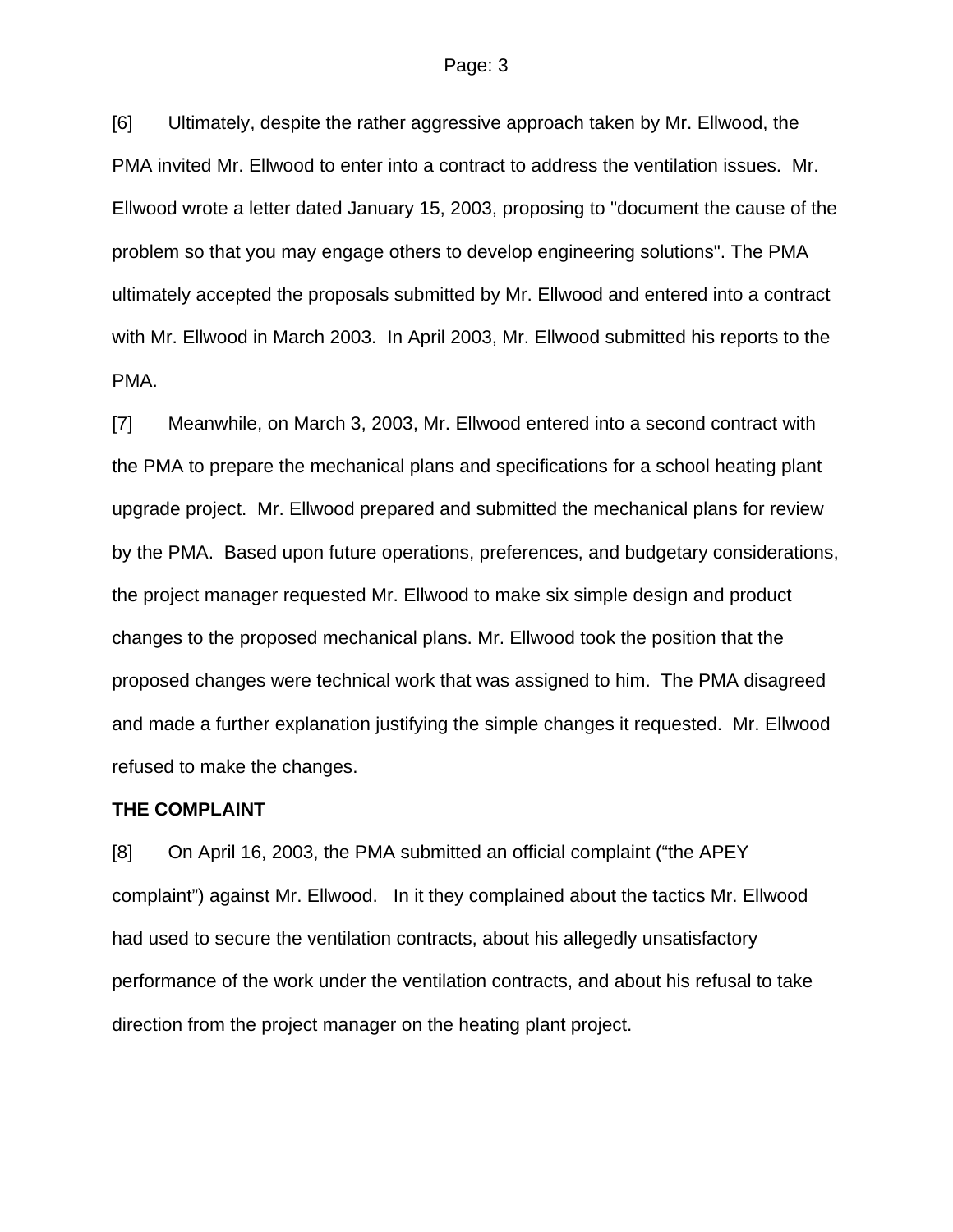[6] Ultimately, despite the rather aggressive approach taken by Mr. Ellwood, the PMA invited Mr. Ellwood to enter into a contract to address the ventilation issues. Mr. Ellwood wrote a letter dated January 15, 2003, proposing to "document the cause of the problem so that you may engage others to develop engineering solutions". The PMA ultimately accepted the proposals submitted by Mr. Ellwood and entered into a contract with Mr. Ellwood in March 2003. In April 2003, Mr. Ellwood submitted his reports to the PMA.

[7] Meanwhile, on March 3, 2003, Mr. Ellwood entered into a second contract with the PMA to prepare the mechanical plans and specifications for a school heating plant upgrade project. Mr. Ellwood prepared and submitted the mechanical plans for review by the PMA. Based upon future operations, preferences, and budgetary considerations, the project manager requested Mr. Ellwood to make six simple design and product changes to the proposed mechanical plans. Mr. Ellwood took the position that the proposed changes were technical work that was assigned to him. The PMA disagreed and made a further explanation justifying the simple changes it requested. Mr. Ellwood refused to make the changes.

**THE COMPLAINT**

[8] On April 16, 2003, the PMA submitted an official complaint ("the APEY complaint") against Mr. Ellwood. In it they complained about the tactics Mr. Ellwood had used to secure the ventilation contracts, about his allegedly unsatisfactory performance of the work under the ventilation contracts, and about his refusal to take direction from the project manager on the heating plant project.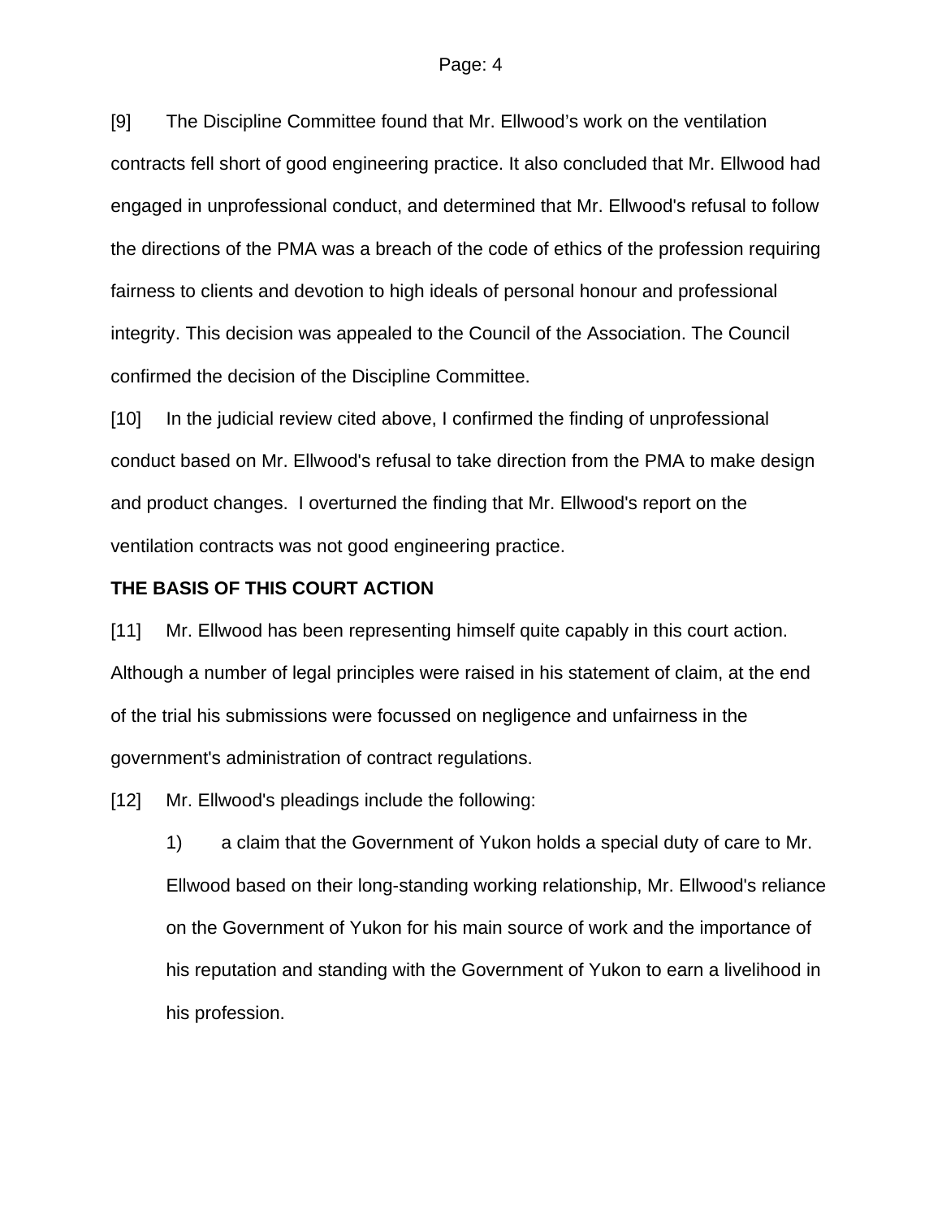[9] The Discipline Committee found that Mr. Ellwood's work on the ventilation contracts fell short of good engineering practice. It also concluded that Mr. Ellwood had engaged in unprofessional conduct, and determined that Mr. Ellwood's refusal to follow the directions of the PMA was a breach of the code of ethics of the profession requiring fairness to clients and devotion to high ideals of personal honour and professional integrity. This decision was appealed to the Council of the Association. The Council confirmed the decision of the Discipline Committee.

[10] In the judicial review cited above, I confirmed the finding of unprofessional conduct based on Mr. Ellwood's refusal to take direction from the PMA to make design and product changes. I overturned the finding that Mr. Ellwood's report on the ventilation contracts was not good engineering practice.

**THE BASIS OF THIS COURT ACTION**

[11] Mr. Ellwood has been representing himself quite capably in this court action. Although a number of legal principles were raised in his statement of claim, at the end of the trial his submissions were focussed on negligence and unfairness in the government's administration of contract regulations.

[12] Mr. Ellwood's pleadings include the following:

1) a claim that the Government of Yukon holds a special duty of care to Mr. Ellwood based on their long-standing working relationship, Mr. Ellwood's reliance on the Government of Yukon for his main source of work and the importance of his reputation and standing with the Government of Yukon to earn a livelihood in his profession.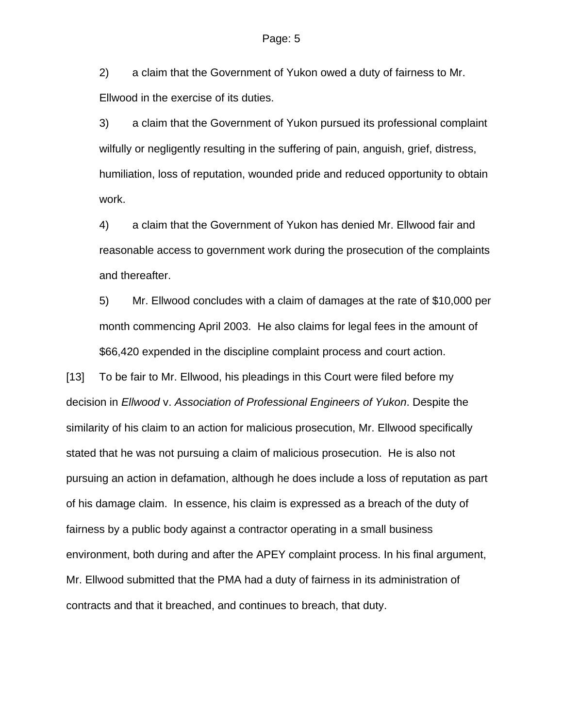2) a claim that the Government of Yukon owed a duty of fairness to Mr. Ellwood in the exercise of its duties.

3) a claim that the Government of Yukon pursued its professional complaint wilfully or negligently resulting in the suffering of pain, anguish, grief, distress, humiliation, loss of reputation, wounded pride and reduced opportunity to obtain work.

4) a claim that the Government of Yukon has denied Mr. Ellwood fair and reasonable access to government work during the prosecution of the complaints and thereafter.

5) Mr. Ellwood concludes with a claim of damages at the rate of $10,000 per month commencing April 2003. He also claims for legal fees in the amount of $66,420 expended in the discipline complaint process and court action.

[13] To be fair to Mr. Ellwood, his pleadings in this Court were filed before my decision in *Ellwood* v. *Association of Professional Engineers of Yukon*. Despite the similarity of his claim to an action for malicious prosecution, Mr. Ellwood specifically stated that he was not pursuing a claim of malicious prosecution. He is also not pursuing an action in defamation, although he does include a loss of reputation as part of his damage claim. In essence, his claim is expressed as a breach of the duty of fairness by a public body against a contractor operating in a small business environment, both during and after the APEY complaint process. In his final argument, Mr. Ellwood submitted that the PMA had a duty of fairness in its administration of contracts and that it breached, and continues to breach, that duty.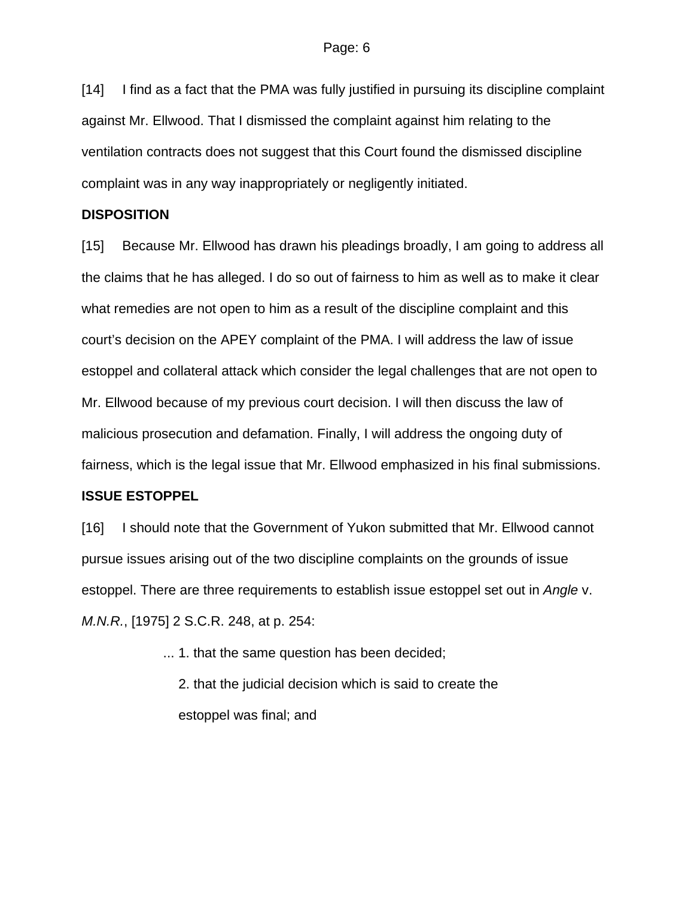[14] I find as a fact that the PMA was fully justified in pursuing its discipline complaint against Mr. Ellwood. That I dismissed the complaint against him relating to the ventilation contracts does not suggest that this Court found the dismissed discipline complaint was in any way inappropriately or negligently initiated.

## DISPOSITION

[15] Because Mr. Ellwood has drawn his pleadings broadly, I am going to address all the claims that he has alleged. I do so out of fairness to him as well as to make it clear what remedies are not open to him as a result of the discipline complaint and this court's decision on the APEY complaint of the PMA. I will address the law of issue estoppel and collateral attack which consider the legal challenges that are not open to Mr. Ellwood because of my previous court decision. I will then discuss the law of malicious prosecution and defamation. Finally, I will address the ongoing duty of fairness, which is the legal issue that Mr. Ellwood emphasized in his final submissions.

## ISSUE ESTOPPEL

[16] I should note that the Government of Yukon submitted that Mr. Ellwood cannot pursue issues arising out of the two discipline complaints on the grounds of issue estoppel. There are three requirements to establish issue estoppel set out in *Angle* v. *M.N.R.*, [1975] 2 S.C.R. 248, at p. 254:

> ... 1. that the same question has been decided;
>
> 2. that the judicial decision which is said to create the estoppel was final; and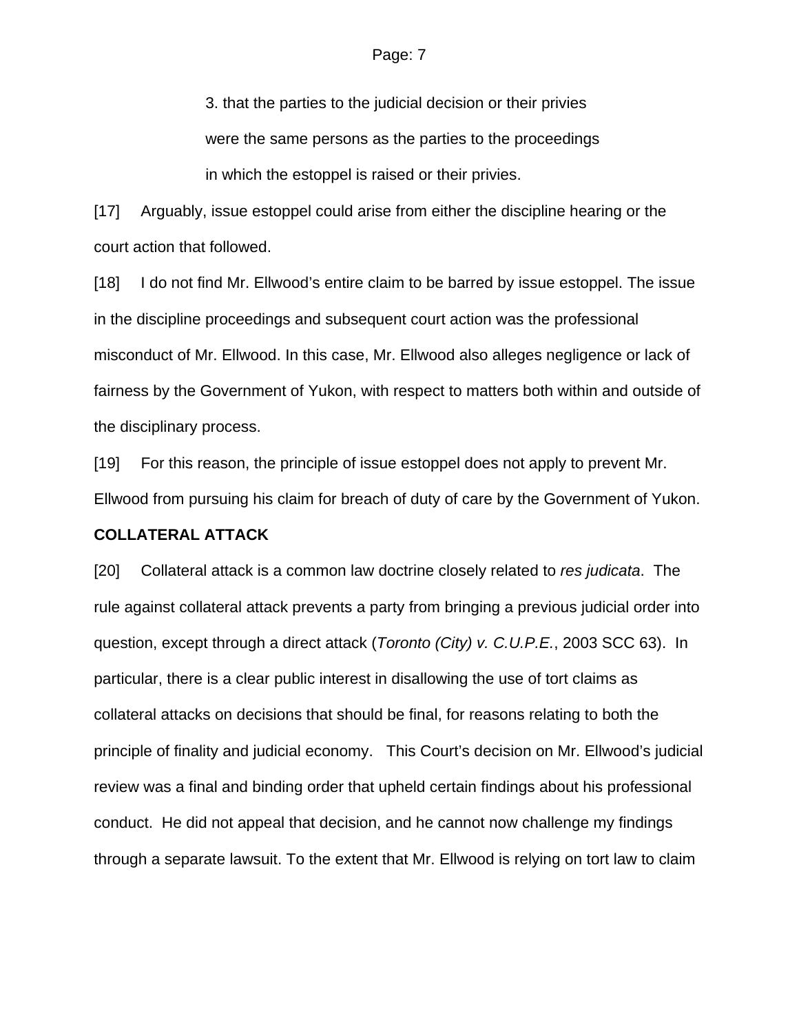> 3. that the parties to the judicial decision or their privies were the same persons as the parties to the proceedings in which the estoppel is raised or their privies.

[17] Arguably, issue estoppel could arise from either the discipline hearing or the court action that followed.

[18] I do not find Mr. Ellwood's entire claim to be barred by issue estoppel. The issue in the discipline proceedings and subsequent court action was the professional misconduct of Mr. Ellwood. In this case, Mr. Ellwood also alleges negligence or lack of fairness by the Government of Yukon, with respect to matters both within and outside of the disciplinary process.

[19] For this reason, the principle of issue estoppel does not apply to prevent Mr. Ellwood from pursuing his claim for breach of duty of care by the Government of Yukon.

**COLLATERAL ATTACK**

[20] Collateral attack is a common law doctrine closely related to *res judicata*. The rule against collateral attack prevents a party from bringing a previous judicial order into question, except through a direct attack (*Toronto (City) v. C.U.P.E.*, 2003 SCC 63). In particular, there is a clear public interest in disallowing the use of tort claims as collateral attacks on decisions that should be final, for reasons relating to both the principle of finality and judicial economy. This Court's decision on Mr. Ellwood's judicial review was a final and binding order that upheld certain findings about his professional conduct. He did not appeal that decision, and he cannot now challenge my findings through a separate lawsuit. To the extent that Mr. Ellwood is relying on tort law to claim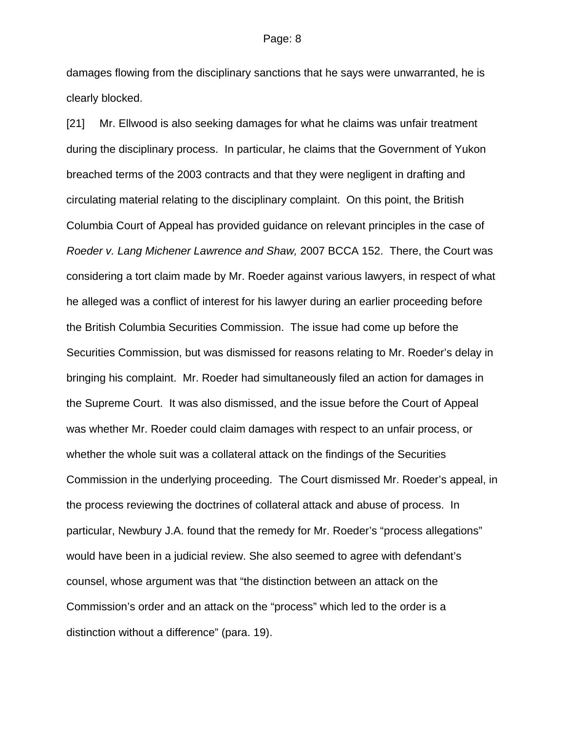damages flowing from the disciplinary sanctions that he says were unwarranted, he is clearly blocked.

[21] Mr. Ellwood is also seeking damages for what he claims was unfair treatment during the disciplinary process. In particular, he claims that the Government of Yukon breached terms of the 2003 contracts and that they were negligent in drafting and circulating material relating to the disciplinary complaint. On this point, the British Columbia Court of Appeal has provided guidance on relevant principles in the case of *Roeder v. Lang Michener Lawrence and Shaw,* 2007 BCCA 152. There, the Court was considering a tort claim made by Mr. Roeder against various lawyers, in respect of what he alleged was a conflict of interest for his lawyer during an earlier proceeding before the British Columbia Securities Commission. The issue had come up before the Securities Commission, but was dismissed for reasons relating to Mr. Roeder's delay in bringing his complaint. Mr. Roeder had simultaneously filed an action for damages in the Supreme Court. It was also dismissed, and the issue before the Court of Appeal was whether Mr. Roeder could claim damages with respect to an unfair process, or whether the whole suit was a collateral attack on the findings of the Securities Commission in the underlying proceeding. The Court dismissed Mr. Roeder's appeal, in the process reviewing the doctrines of collateral attack and abuse of process. In particular, Newbury J.A. found that the remedy for Mr. Roeder's "process allegations" would have been in a judicial review. She also seemed to agree with defendant's counsel, whose argument was that "the distinction between an attack on the Commission's order and an attack on the "process" which led to the order is a distinction without a difference" (para. 19).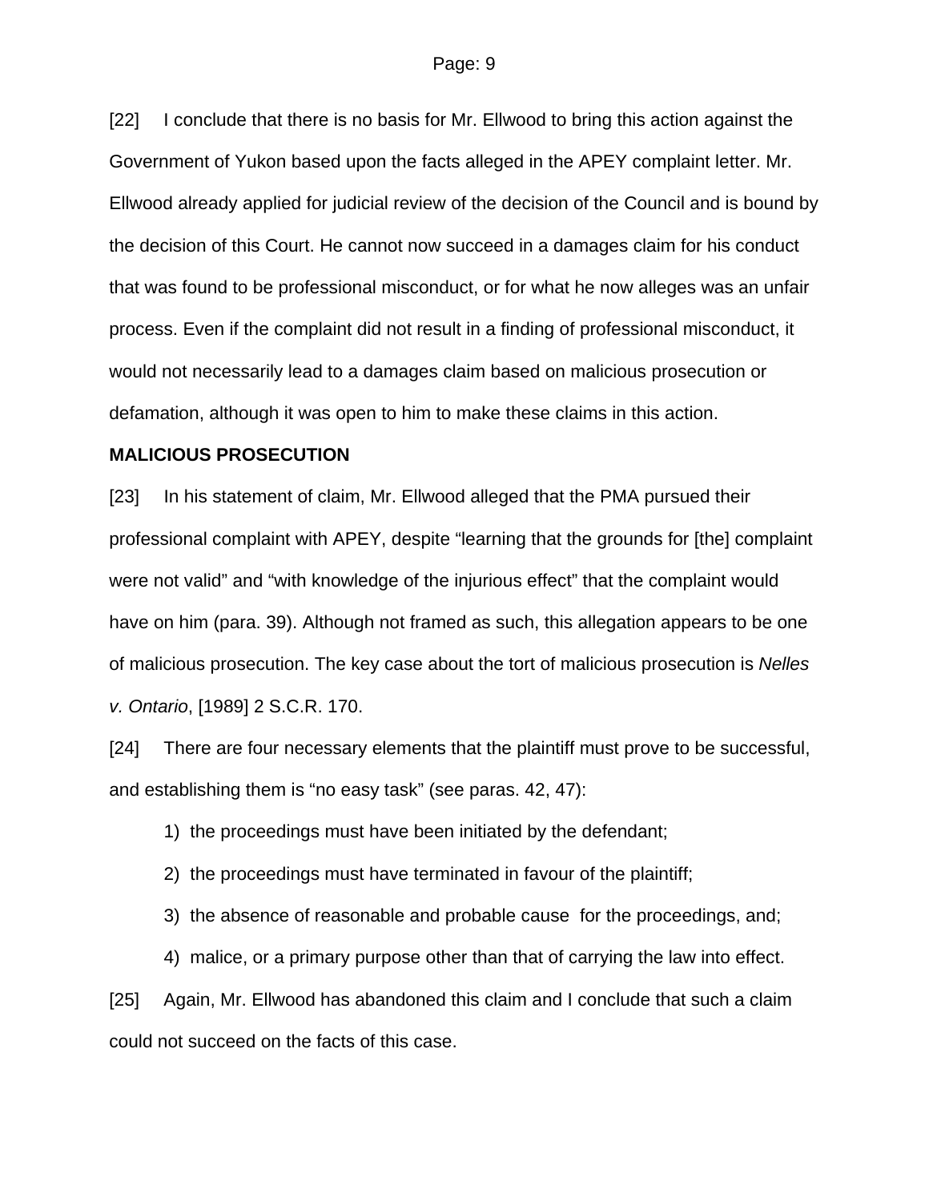[22] I conclude that there is no basis for Mr. Ellwood to bring this action against the Government of Yukon based upon the facts alleged in the APEY complaint letter. Mr. Ellwood already applied for judicial review of the decision of the Council and is bound by the decision of this Court. He cannot now succeed in a damages claim for his conduct that was found to be professional misconduct, or for what he now alleges was an unfair process. Even if the complaint did not result in a finding of professional misconduct, it would not necessarily lead to a damages claim based on malicious prosecution or defamation, although it was open to him to make these claims in this action.

**MALICIOUS PROSECUTION**

[23] In his statement of claim, Mr. Ellwood alleged that the PMA pursued their professional complaint with APEY, despite "learning that the grounds for [the] complaint were not valid" and "with knowledge of the injurious effect" that the complaint would have on him (para. 39). Although not framed as such, this allegation appears to be one of malicious prosecution. The key case about the tort of malicious prosecution is *Nelles v. Ontario*, [1989] 2 S.C.R. 170.

[24] There are four necessary elements that the plaintiff must prove to be successful, and establishing them is "no easy task" (see paras. 42, 47):

1) the proceedings must have been initiated by the defendant;
2) the proceedings must have terminated in favour of the plaintiff;
3) the absence of reasonable and probable cause for the proceedings, and;
4) malice, or a primary purpose other than that of carrying the law into effect.

[25] Again, Mr. Ellwood has abandoned this claim and I conclude that such a claim could not succeed on the facts of this case.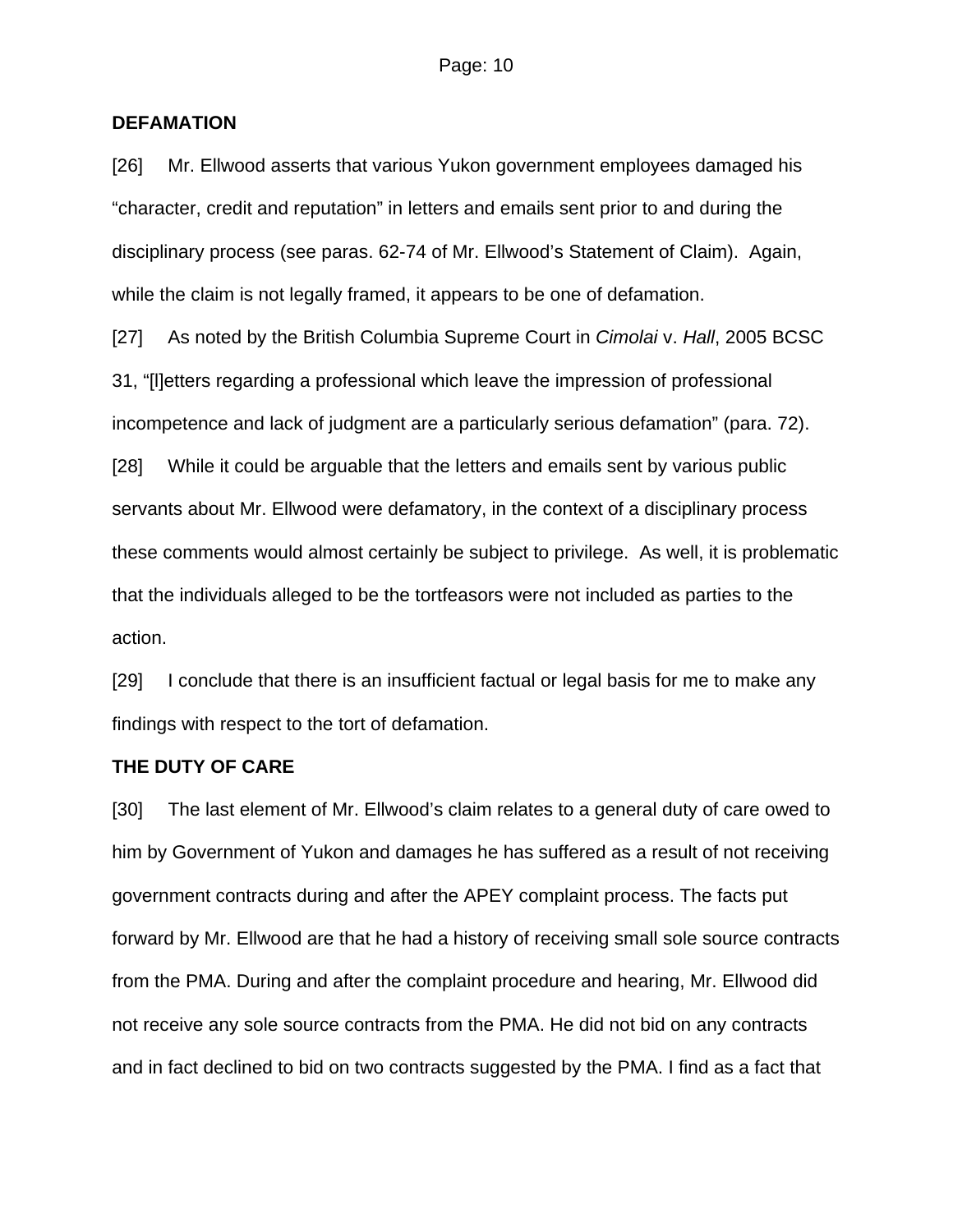**DEFAMATION**

[26] Mr. Ellwood asserts that various Yukon government employees damaged his "character, credit and reputation" in letters and emails sent prior to and during the disciplinary process (see paras. 62-74 of Mr. Ellwood's Statement of Claim). Again, while the claim is not legally framed, it appears to be one of defamation.

[27] As noted by the British Columbia Supreme Court in *Cimolai* v. *Hall*, 2005 BCSC 31, "[l]etters regarding a professional which leave the impression of professional incompetence and lack of judgment are a particularly serious defamation" (para. 72).

[28] While it could be arguable that the letters and emails sent by various public servants about Mr. Ellwood were defamatory, in the context of a disciplinary process these comments would almost certainly be subject to privilege. As well, it is problematic that the individuals alleged to be the tortfeasors were not included as parties to the action.

[29] I conclude that there is an insufficient factual or legal basis for me to make any findings with respect to the tort of defamation.

**THE DUTY OF CARE**

[30] The last element of Mr. Ellwood's claim relates to a general duty of care owed to him by Government of Yukon and damages he has suffered as a result of not receiving government contracts during and after the APEY complaint process. The facts put forward by Mr. Ellwood are that he had a history of receiving small sole source contracts from the PMA. During and after the complaint procedure and hearing, Mr. Ellwood did not receive any sole source contracts from the PMA. He did not bid on any contracts and in fact declined to bid on two contracts suggested by the PMA. I find as a fact that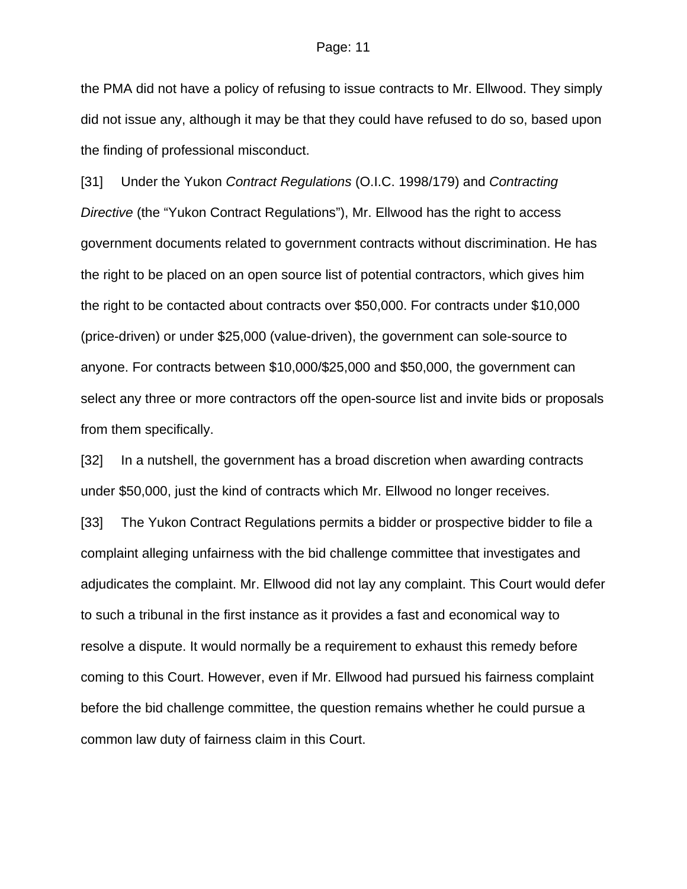the PMA did not have a policy of refusing to issue contracts to Mr. Ellwood. They simply did not issue any, although it may be that they could have refused to do so, based upon the finding of professional misconduct.

[31] Under the Yukon *Contract Regulations* (O.I.C. 1998/179) and *Contracting Directive* (the "Yukon Contract Regulations"), Mr. Ellwood has the right to access government documents related to government contracts without discrimination. He has the right to be placed on an open source list of potential contractors, which gives him the right to be contacted about contracts over $50,000. For contracts under $10,000 (price-driven) or under $25,000 (value-driven), the government can sole-source to anyone. For contracts between $10,000/$25,000 and $50,000, the government can select any three or more contractors off the open-source list and invite bids or proposals from them specifically.

[32] In a nutshell, the government has a broad discretion when awarding contracts under $50,000, just the kind of contracts which Mr. Ellwood no longer receives.

[33] The Yukon Contract Regulations permits a bidder or prospective bidder to file a complaint alleging unfairness with the bid challenge committee that investigates and adjudicates the complaint. Mr. Ellwood did not lay any complaint. This Court would defer to such a tribunal in the first instance as it provides a fast and economical way to resolve a dispute. It would normally be a requirement to exhaust this remedy before coming to this Court. However, even if Mr. Ellwood had pursued his fairness complaint before the bid challenge committee, the question remains whether he could pursue a common law duty of fairness claim in this Court.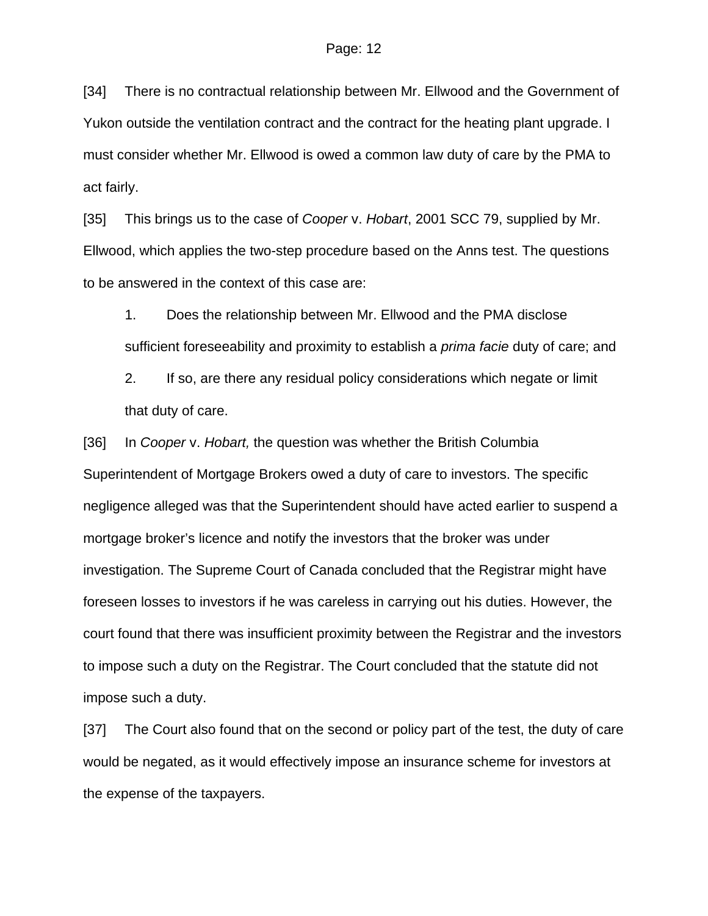[34] There is no contractual relationship between Mr. Ellwood and the Government of Yukon outside the ventilation contract and the contract for the heating plant upgrade. I must consider whether Mr. Ellwood is owed a common law duty of care by the PMA to act fairly.

[35] This brings us to the case of *Cooper* v. *Hobart*, 2001 SCC 79, supplied by Mr. Ellwood, which applies the two-step procedure based on the Anns test. The questions to be answered in the context of this case are:

1. Does the relationship between Mr. Ellwood and the PMA disclose sufficient foreseeability and proximity to establish a *prima facie* duty of care; and

2. If so, are there any residual policy considerations which negate or limit that duty of care.

[36] In *Cooper* v. *Hobart,* the question was whether the British Columbia Superintendent of Mortgage Brokers owed a duty of care to investors. The specific negligence alleged was that the Superintendent should have acted earlier to suspend a mortgage broker's licence and notify the investors that the broker was under investigation. The Supreme Court of Canada concluded that the Registrar might have foreseen losses to investors if he was careless in carrying out his duties. However, the court found that there was insufficient proximity between the Registrar and the investors to impose such a duty on the Registrar. The Court concluded that the statute did not impose such a duty.

[37] The Court also found that on the second or policy part of the test, the duty of care would be negated, as it would effectively impose an insurance scheme for investors at the expense of the taxpayers.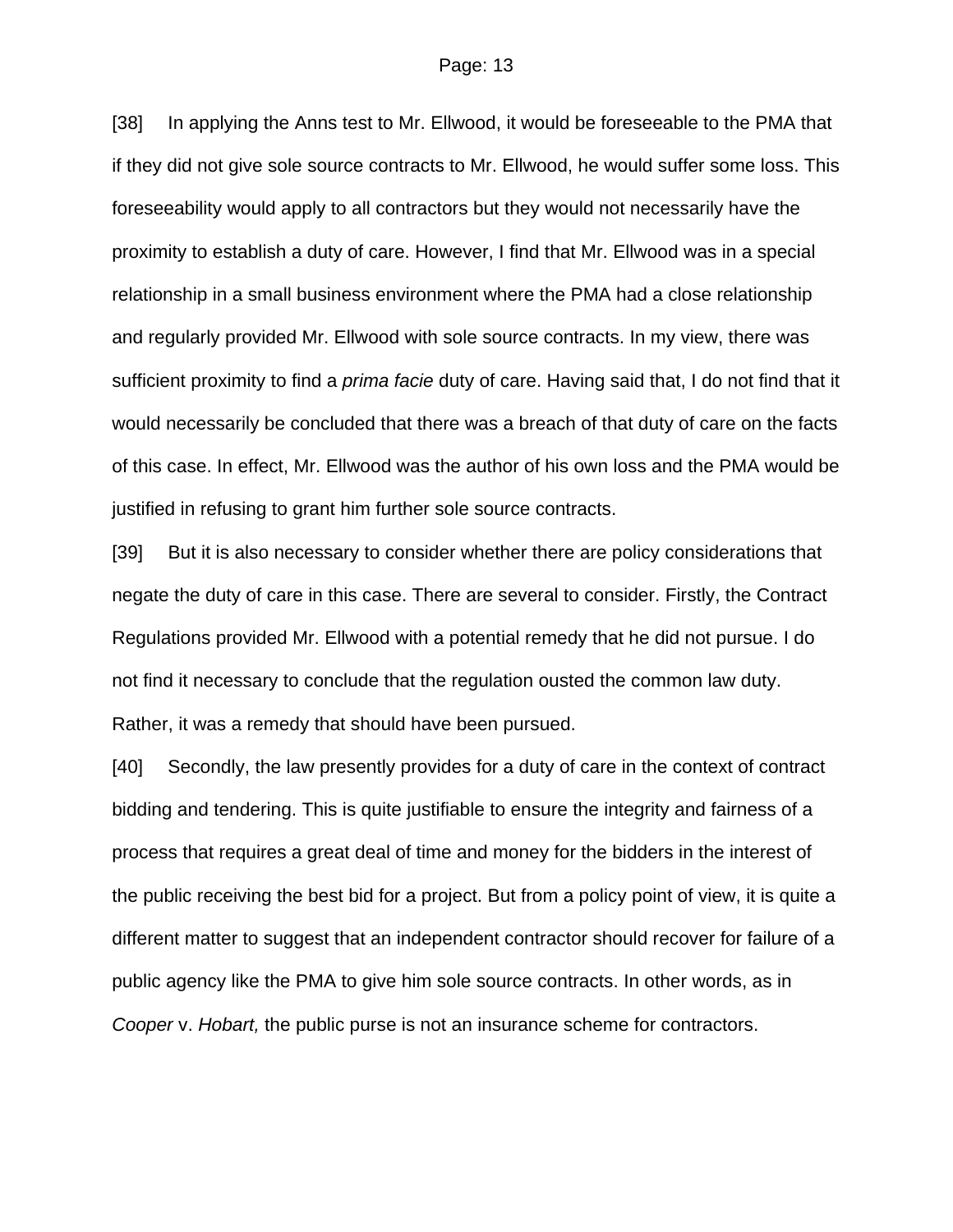[38] In applying the Anns test to Mr. Ellwood, it would be foreseeable to the PMA that if they did not give sole source contracts to Mr. Ellwood, he would suffer some loss. This foreseeability would apply to all contractors but they would not necessarily have the proximity to establish a duty of care. However, I find that Mr. Ellwood was in a special relationship in a small business environment where the PMA had a close relationship and regularly provided Mr. Ellwood with sole source contracts. In my view, there was sufficient proximity to find a *prima facie* duty of care. Having said that, I do not find that it would necessarily be concluded that there was a breach of that duty of care on the facts of this case. In effect, Mr. Ellwood was the author of his own loss and the PMA would be justified in refusing to grant him further sole source contracts.

[39] But it is also necessary to consider whether there are policy considerations that negate the duty of care in this case. There are several to consider. Firstly, the Contract Regulations provided Mr. Ellwood with a potential remedy that he did not pursue. I do not find it necessary to conclude that the regulation ousted the common law duty. Rather, it was a remedy that should have been pursued.

[40] Secondly, the law presently provides for a duty of care in the context of contract bidding and tendering. This is quite justifiable to ensure the integrity and fairness of a process that requires a great deal of time and money for the bidders in the interest of the public receiving the best bid for a project. But from a policy point of view, it is quite a different matter to suggest that an independent contractor should recover for failure of a public agency like the PMA to give him sole source contracts. In other words, as in *Cooper* v. *Hobart,* the public purse is not an insurance scheme for contractors.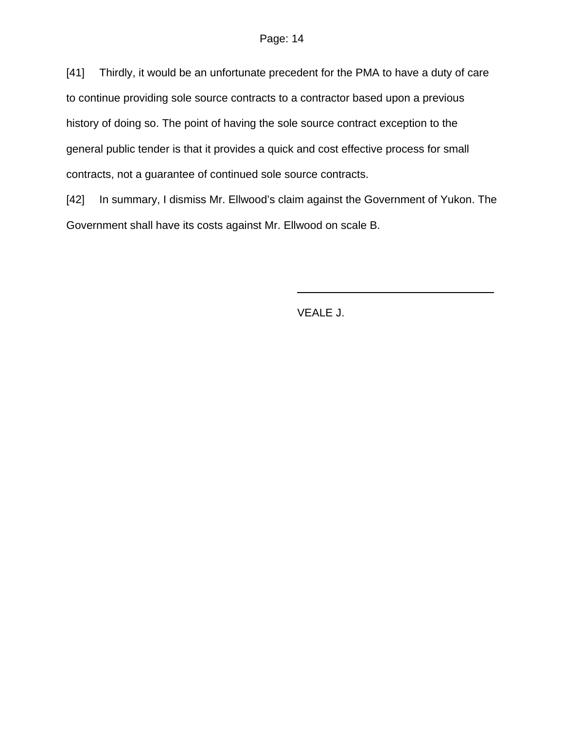[41] Thirdly, it would be an unfortunate precedent for the PMA to have a duty of care to continue providing sole source contracts to a contractor based upon a previous history of doing so. The point of having the sole source contract exception to the general public tender is that it provides a quick and cost effective process for small contracts, not a guarantee of continued sole source contracts.

[42] In summary, I dismiss Mr. Ellwood's claim against the Government of Yukon. The Government shall have its costs against Mr. Ellwood on scale B.

___________________________

VEALE J.